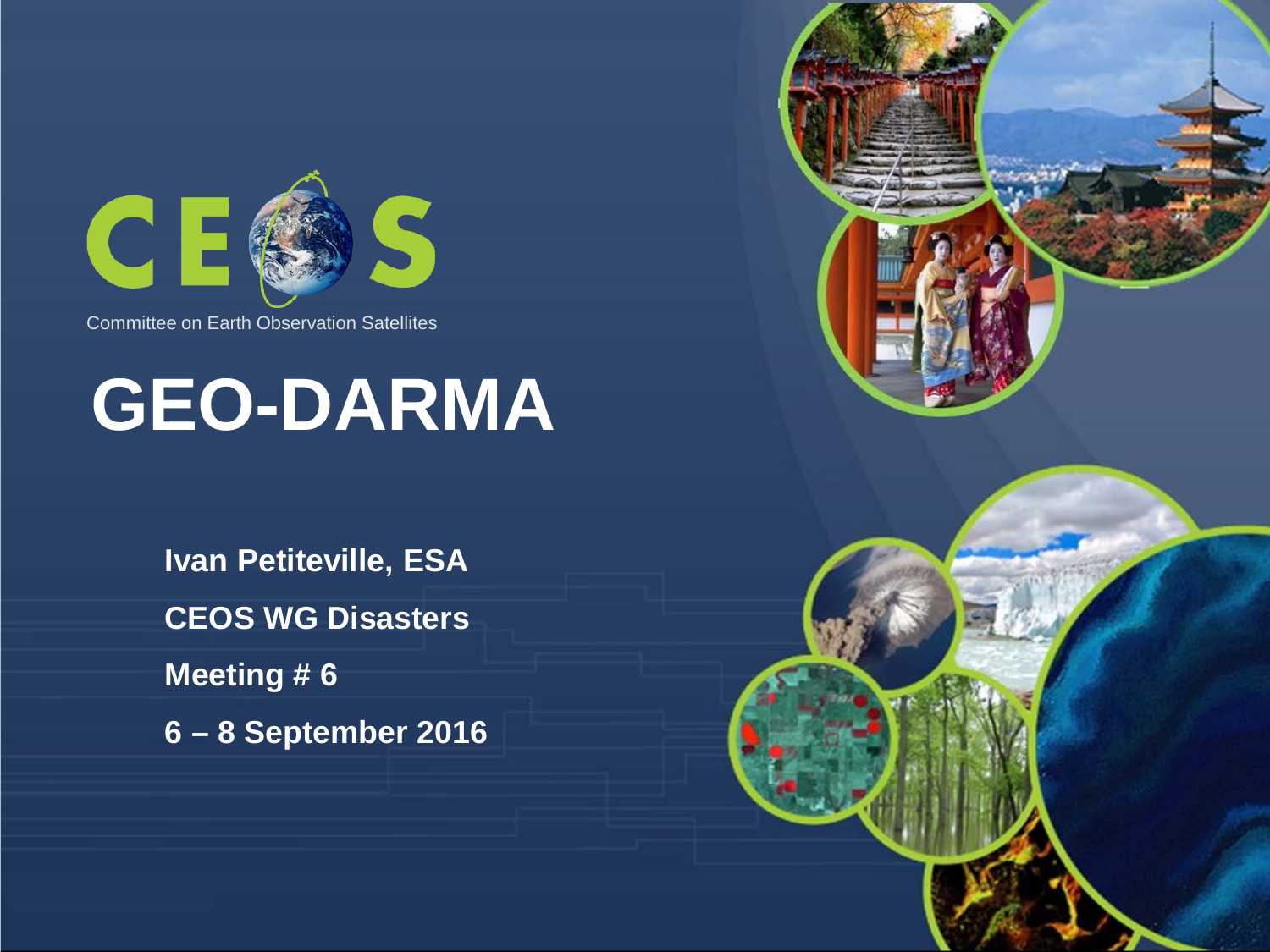CEOS

Committee on Earth Observation Satellites

# GEO-DARMA

**Ivan Petiteville, ESA**

**CEOS WG Disasters**

**Meeting # 6**

**6 – 8 September 2016**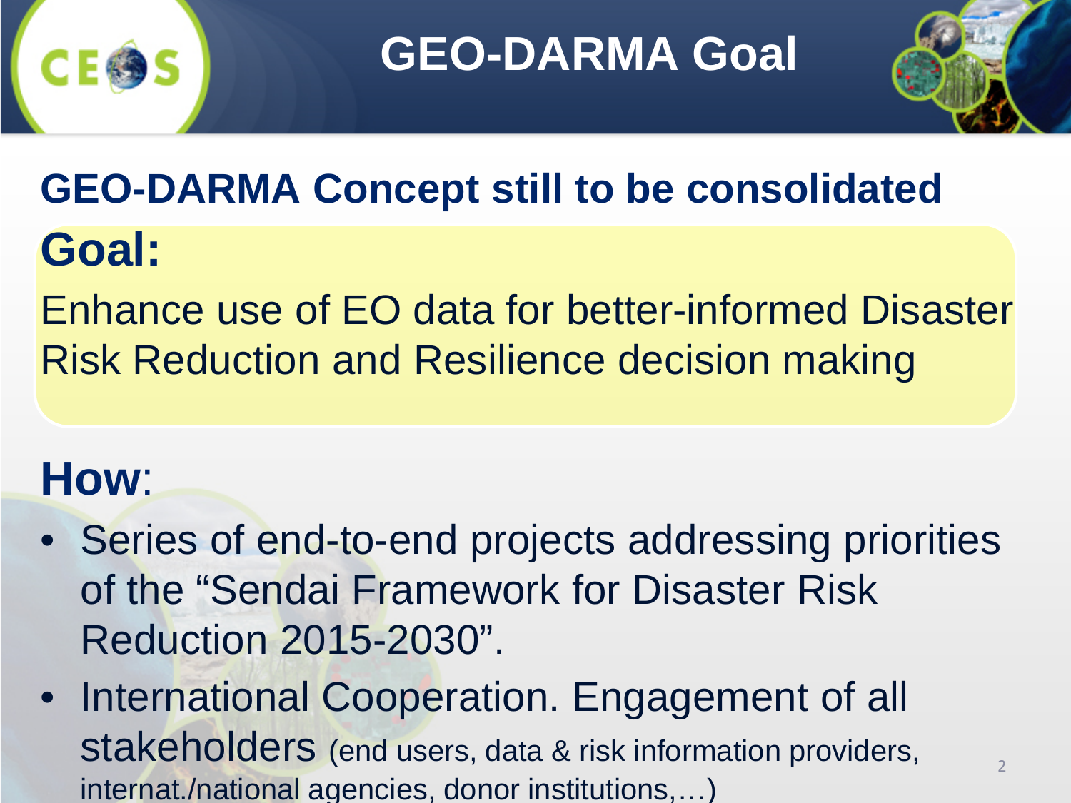# GEO-DARMA Goal

## GEO-DARMA Concept still to be consolidated

## Goal:

Enhance use of EO data for better-informed Disaster Risk Reduction and Resilience decision making

## How:

- Series of end-to-end projects addressing priorities of the "Sendai Framework for Disaster Risk Reduction 2015-2030".
- International Cooperation. Engagement of all stakeholders (end users, data & risk information providers, internat./national agencies, donor institutions,…)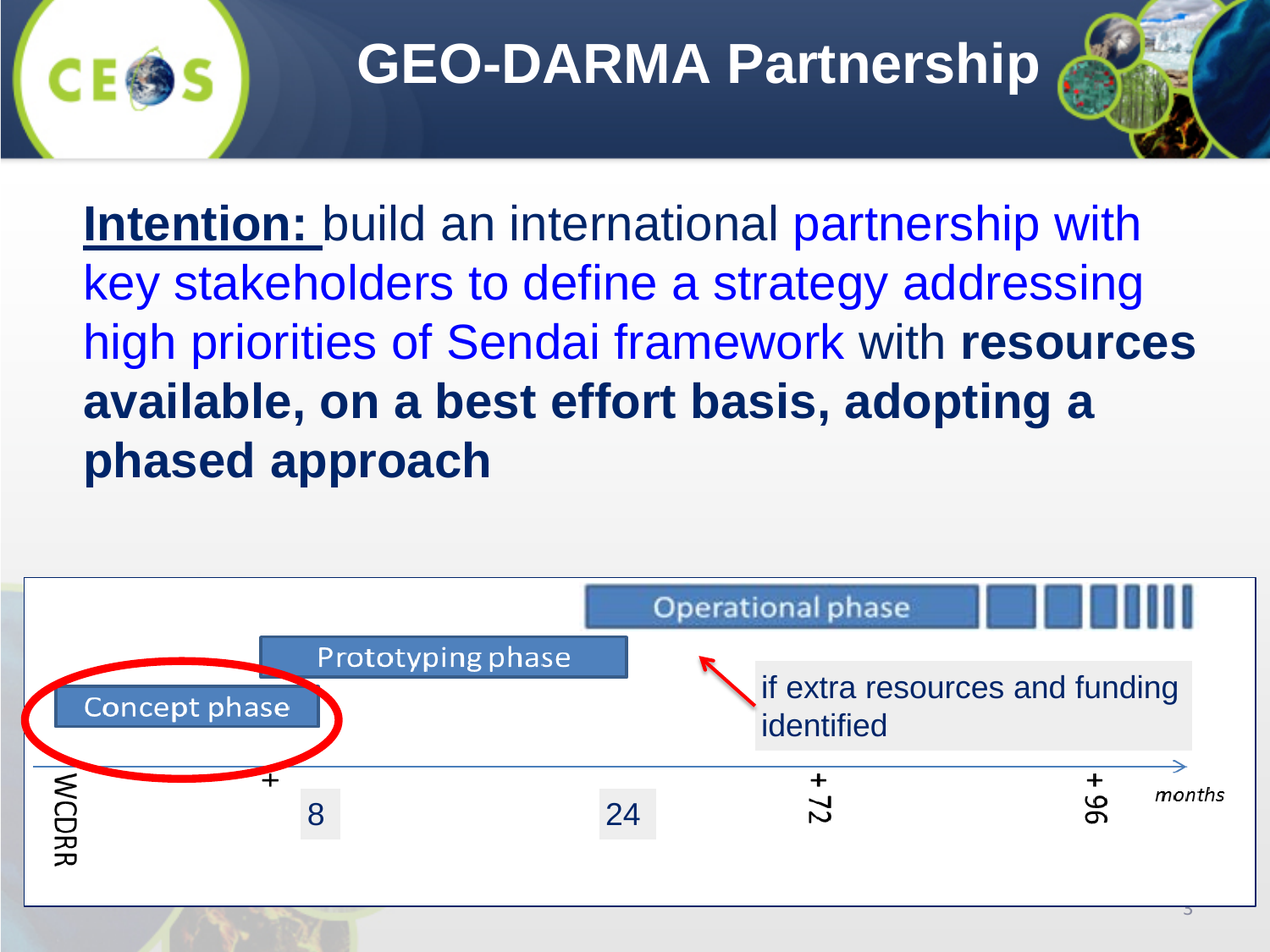# GEO-DARMA Partnership

**Intention:** build an international partnership with key stakeholders to define a strategy addressing high priorities of Sendai framework with **resources available, on a best effort basis, adopting a phased approach**

Operational phase

Prototyping phase

Concept phase

if extra resources and funding identified

WCDRR

+ 8

24

+ 72

+ 96

*months*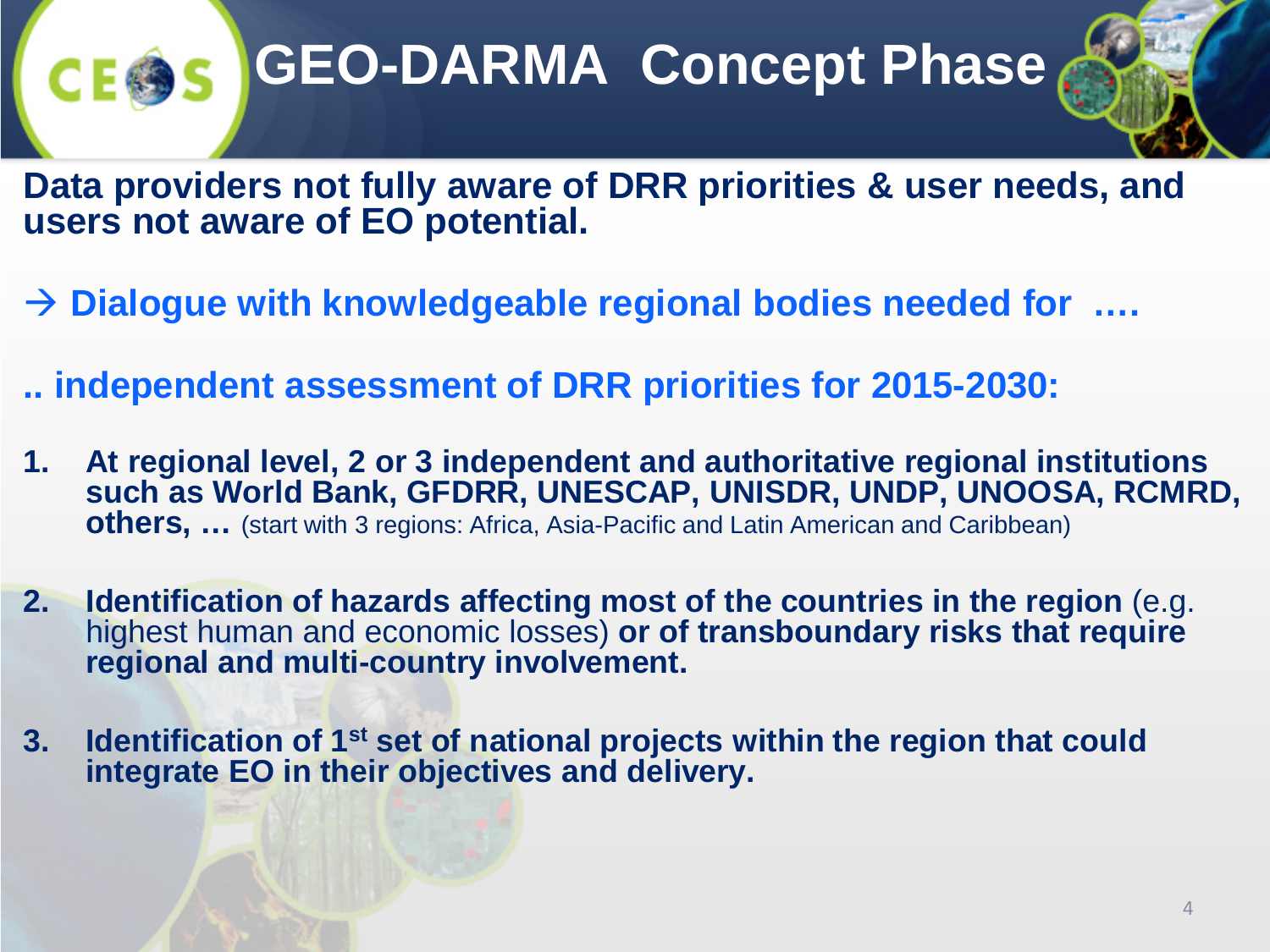# GEO-DARMA Concept Phase

**Data providers not fully aware of DRR priorities & user needs, and users not aware of EO potential.**

**→ Dialogue with knowledgeable regional bodies needed for ….**

**.. independent assessment of DRR priorities for 2015-2030:**

1. **At regional level, 2 or 3 independent and authoritative regional institutions such as World Bank, GFDRR, UNESCAP, UNISDR, UNDP, UNOOSA, RCMRD, others, …** (start with 3 regions: Africa, Asia-Pacific and Latin American and Caribbean)

2. **Identification of hazards affecting most of the countries in the region** (e.g. highest human and economic losses) **or of transboundary risks that require regional and multi-country involvement.**

3. **Identification of 1st set of national projects within the region that could integrate EO in their objectives and delivery.**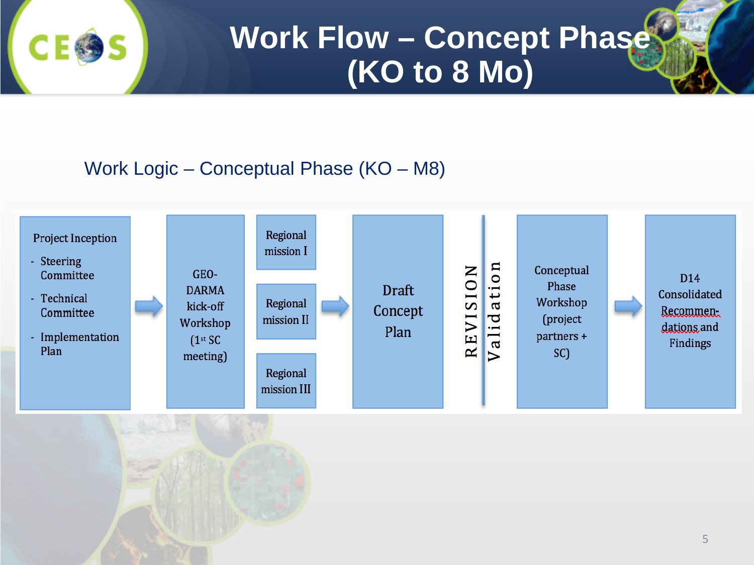# Work Flow – Concept Phase (KO to 8 Mo)

## Work Logic – Conceptual Phase (KO – M8)

Project Inception

- Steering Committee
- Technical Committee
- Implementation Plan

GEO-DARMA kick-off Workshop (1st SC meeting)

Regional mission I

Regional mission II

Regional mission III

Draft Concept Plan

REVISION

Validation

Conceptual Phase Workshop (project partners + SC)

D14 Consolidated Recommen-dations and Findings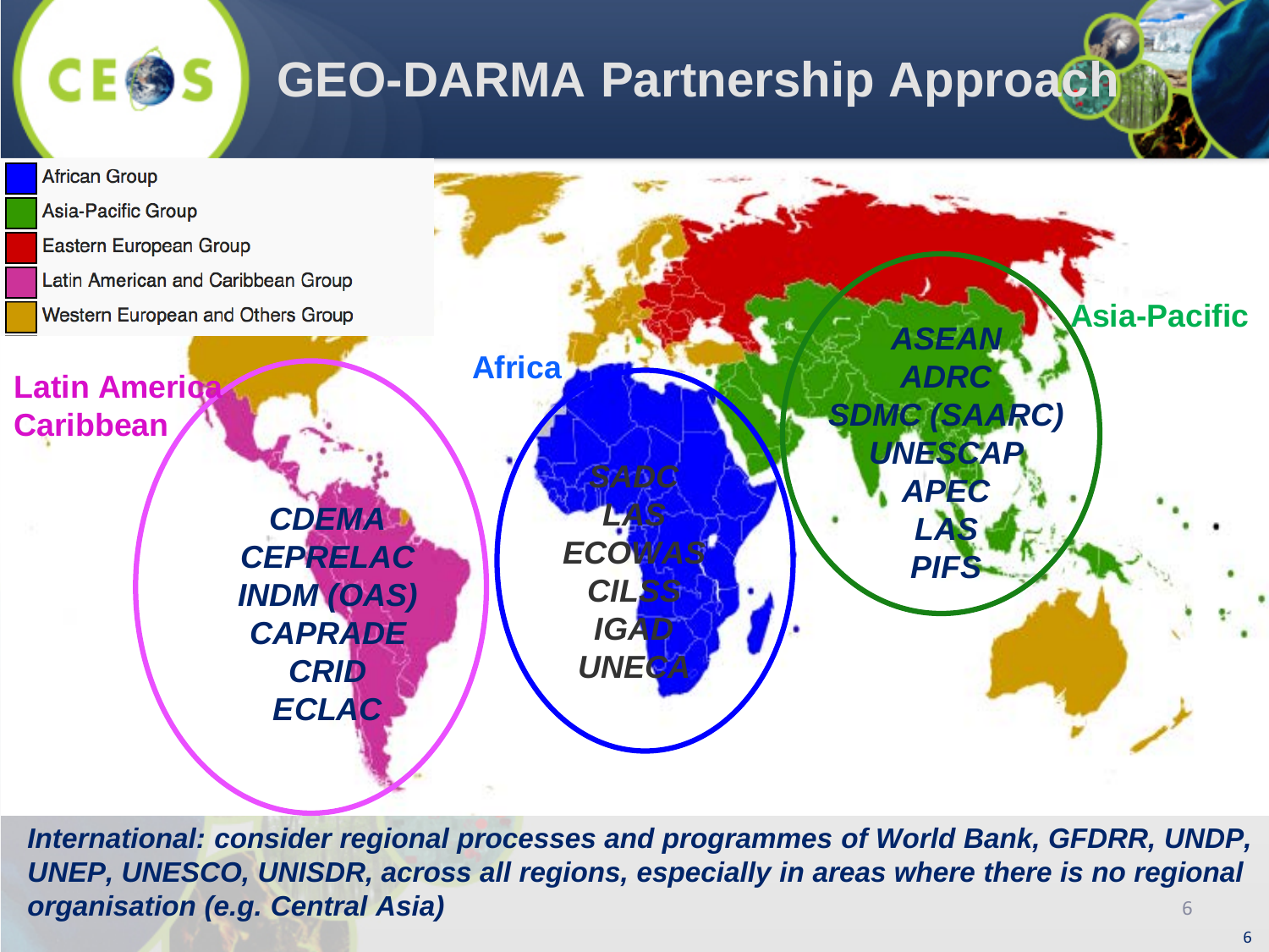# GEO-DARMA Partnership Approach

- African Group
- Asia-Pacific Group
- Eastern European Group
- Latin American and Caribbean Group
- Western European and Others Group

**Latin America Caribbean**

CDEMA
CEPRELAC
INDM (OAS)
CAPRADE
CRID
ECLAC

**Africa**

SADC
LAS
ECOWAS
CILSS
IGAD
UNECA

**Asia-Pacific**

ASEAN
ADRC
SDMC (SAARC)
UNESCAP
APEC
LAS
PIFS

***International: consider regional processes and programmes of World Bank, GFDRR, UNDP, UNEP, UNESCO, UNISDR, across all regions, especially in areas where there is no regional organisation (e.g. Central Asia)***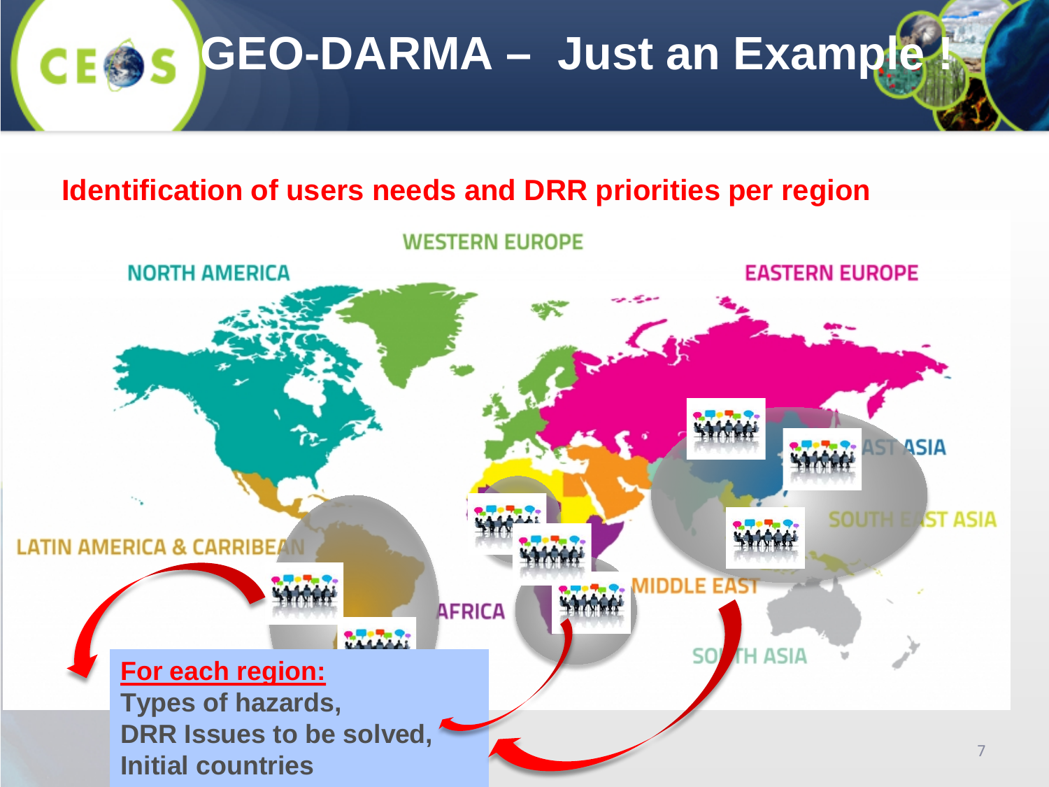# GEO-DARMA – Just an Example !

**Identification of users needs and DRR priorities per region**

WESTERN EUROPE

NORTH AMERICA

EASTERN EUROPE

EAST ASIA

SOUTH EAST ASIA

LATIN AMERICA & CARRIBEAN

AFRICA

MIDDLE EAST

SOUTH ASIA

**For each region:**
**Types of hazards,**
**DRR Issues to be solved,**
**Initial countries**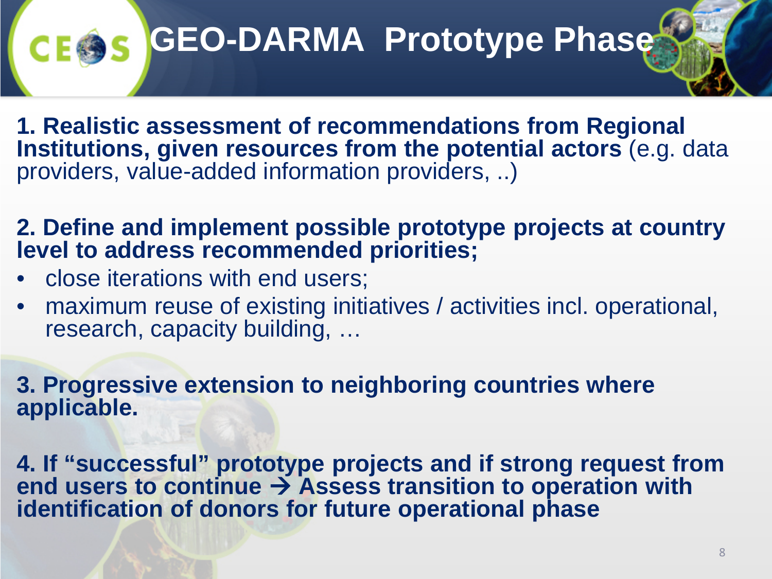# GEO-DARMA Prototype Phase

**1. Realistic assessment of recommendations from Regional Institutions, given resources from the potential actors** (e.g. data providers, value-added information providers, ..)

**2. Define and implement possible prototype projects at country level to address recommended priorities;**

- close iterations with end users;
- maximum reuse of existing initiatives / activities incl. operational, research, capacity building, …

**3. Progressive extension to neighboring countries where applicable.**

**4. If "successful" prototype projects and if strong request from end users to continue → Assess transition to operation with identification of donors for future operational phase**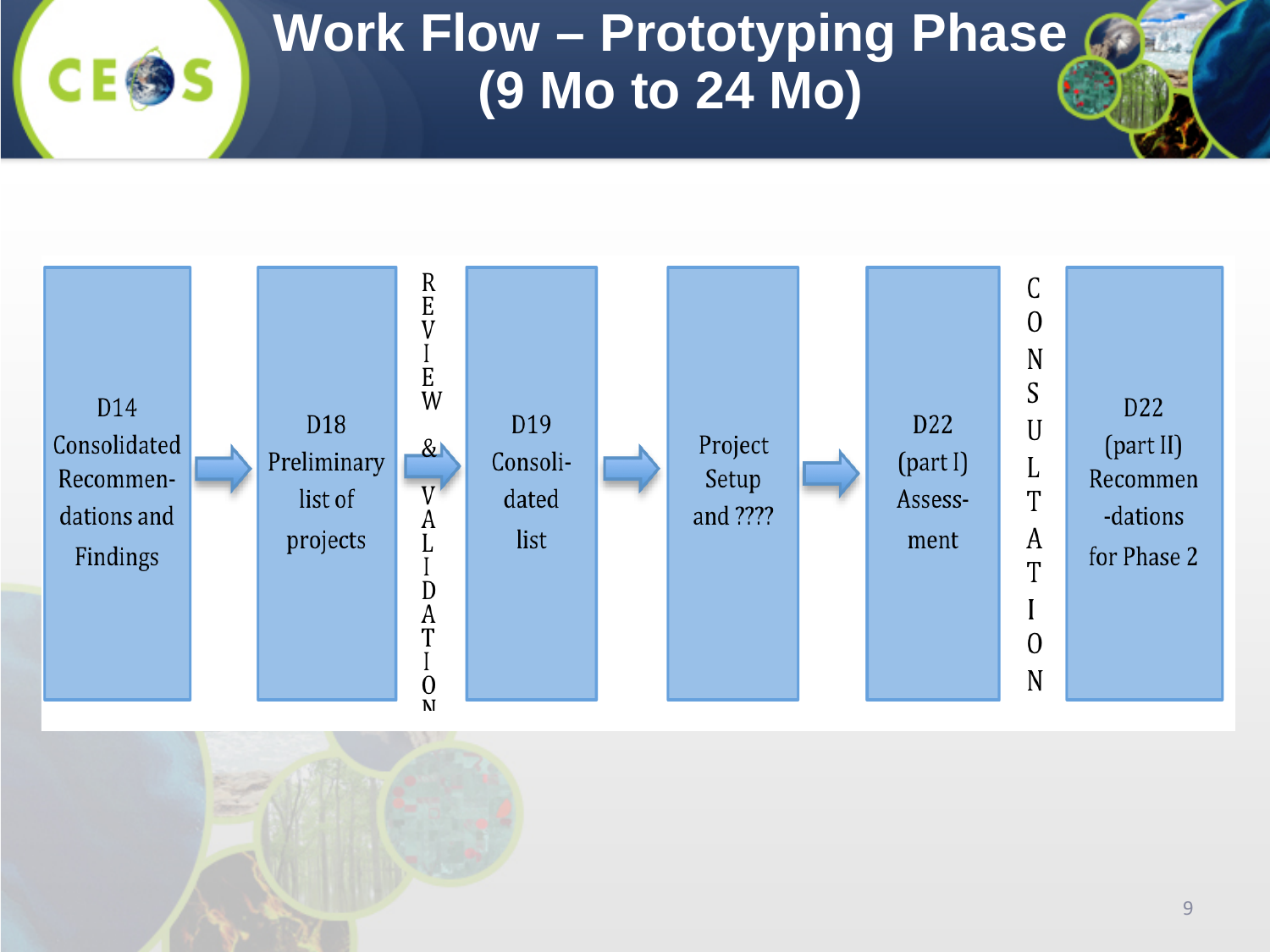# Work Flow – Prototyping Phase (9 Mo to 24 Mo)

D14 Consolidated Recommen-dations and Findings

D18 Preliminary list of projects

REVIEW & VALIDATION

D19 Consoli-dated list

Project Setup and ????

D22 (part I) Assess-ment

CONSULTATION

D22 (part II) Recommen-dations for Phase 2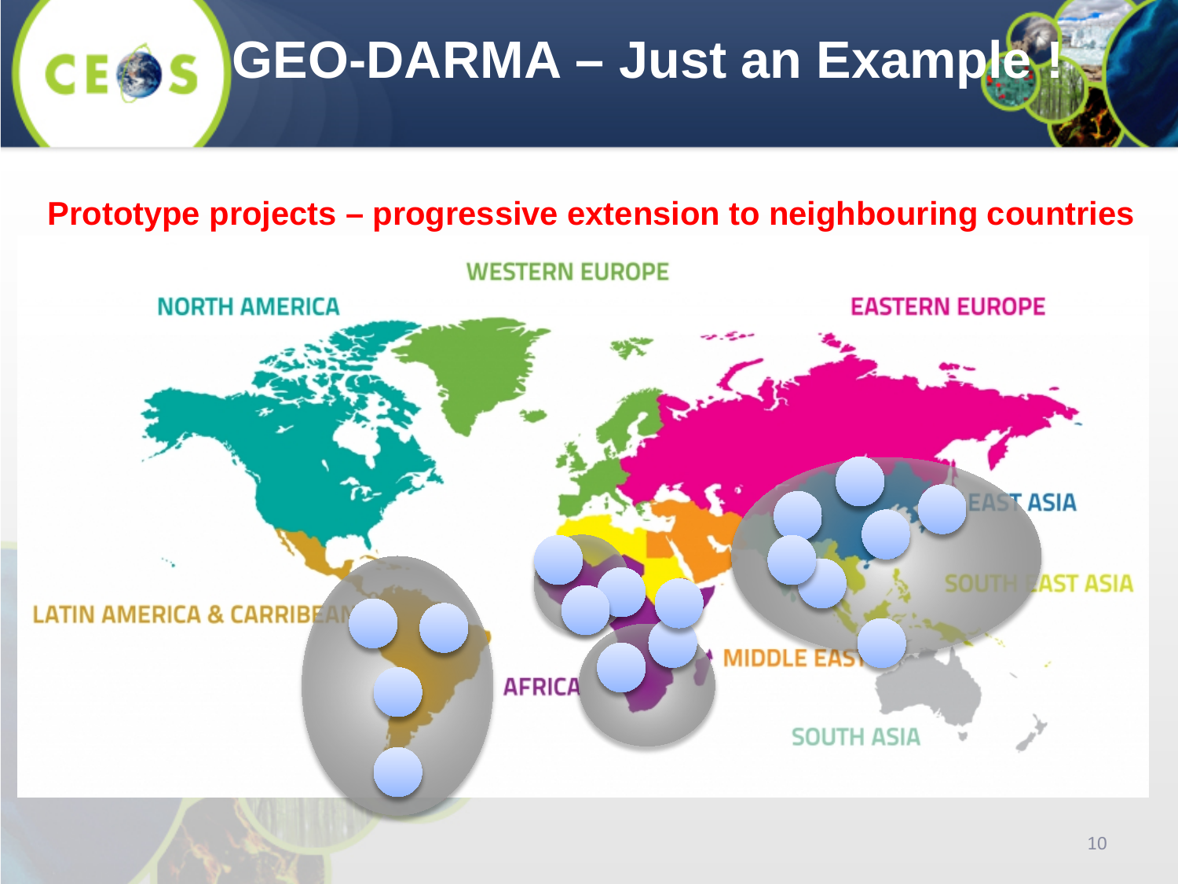# GEO-DARMA – Just an Example !

**Prototype projects – progressive extension to neighbouring countries**

WESTERN EUROPE

NORTH AMERICA

EASTERN EUROPE

EAST ASIA

SOUTH EAST ASIA

LATIN AMERICA & CARRIBEAN

MIDDLE EAST

AFRICA

SOUTH ASIA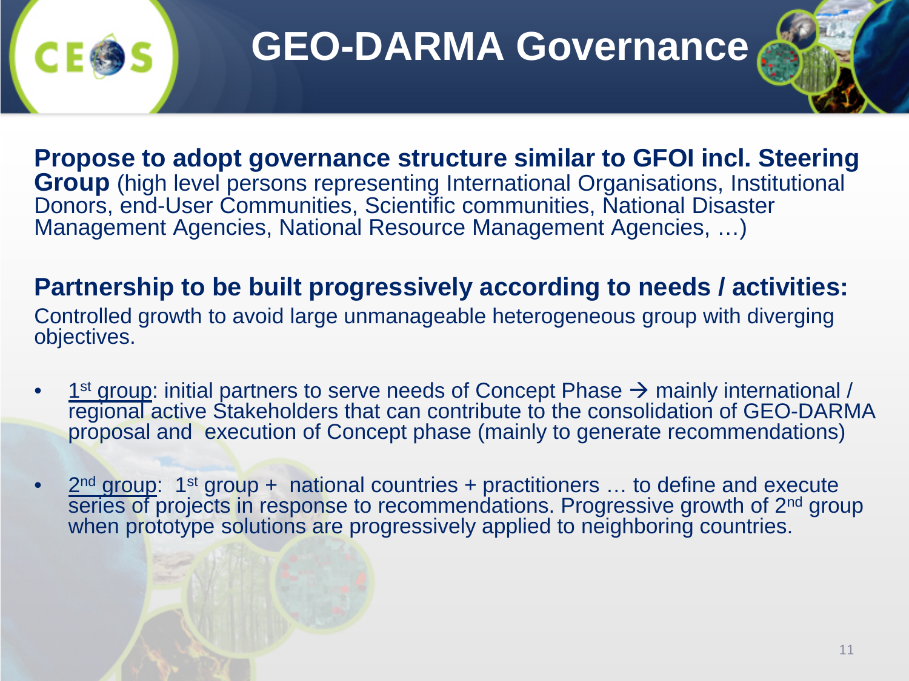# GEO-DARMA Governance

**Propose to adopt governance structure similar to GFOI incl. Steering Group** (high level persons representing International Organisations, Institutional Donors, end-User Communities, Scientific communities, National Disaster Management Agencies, National Resource Management Agencies, …)

**Partnership to be built progressively according to needs / activities:**
Controlled growth to avoid large unmanageable heterogeneous group with diverging objectives.

- 1st group: initial partners to serve needs of Concept Phase → mainly international / regional active Stakeholders that can contribute to the consolidation of GEO-DARMA proposal and execution of Concept phase (mainly to generate recommendations)
- 2nd group: 1st group + national countries + practitioners … to define and execute series of projects in response to recommendations. Progressive growth of 2nd group when prototype solutions are progressively applied to neighboring countries.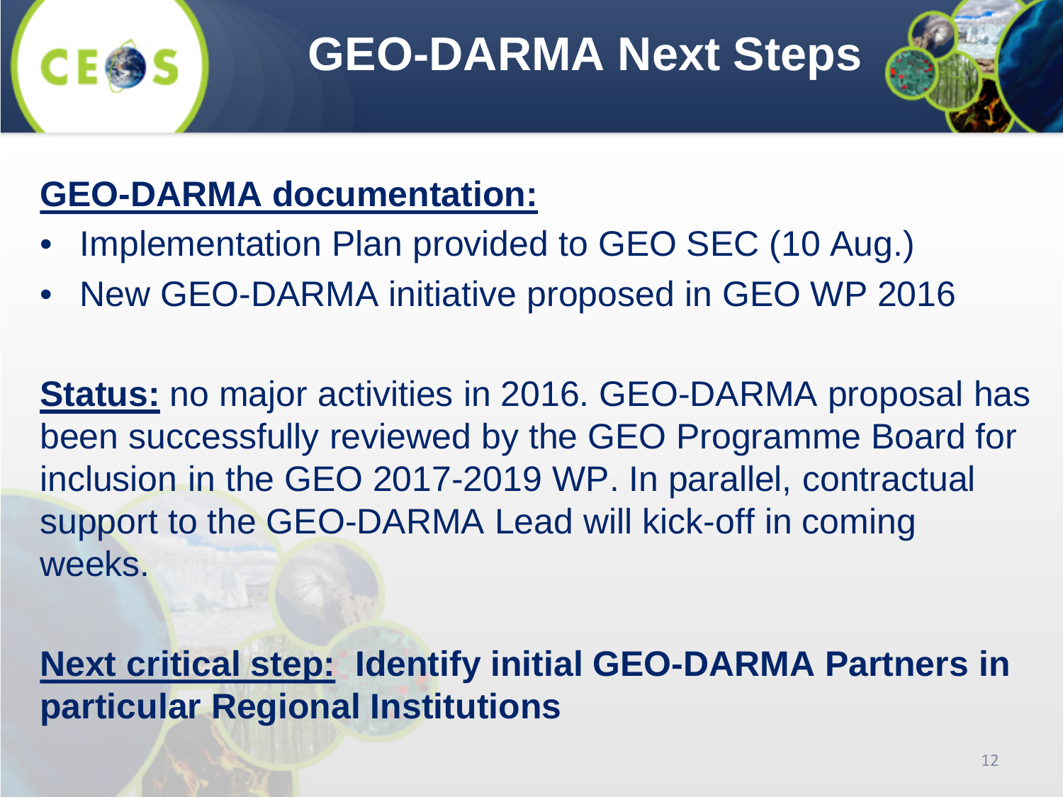# GEO-DARMA Next Steps

**GEO-DARMA documentation:**

- Implementation Plan provided to GEO SEC (10 Aug.)
- New GEO-DARMA initiative proposed in GEO WP 2016

**Status:** no major activities in 2016. GEO-DARMA proposal has been successfully reviewed by the GEO Programme Board for inclusion in the GEO 2017-2019 WP. In parallel, contractual support to the GEO-DARMA Lead will kick-off in coming weeks.

**Next critical step: Identify initial GEO-DARMA Partners in particular Regional Institutions**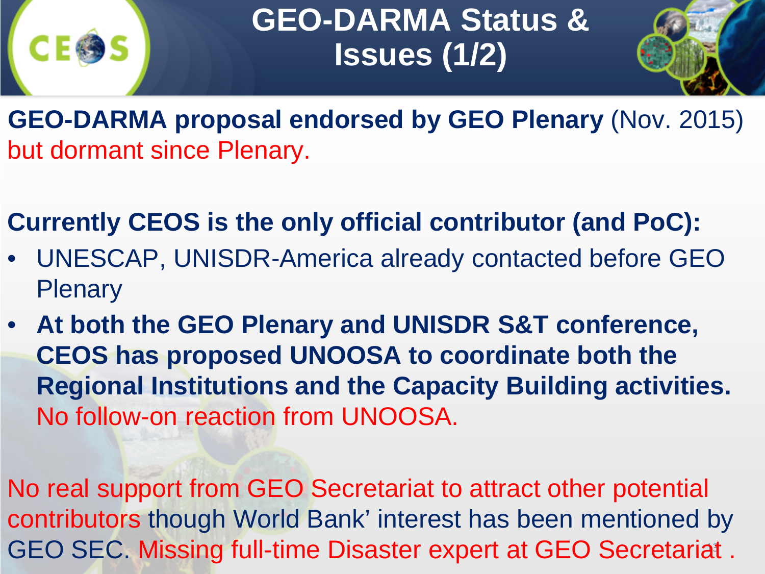# GEO-DARMA Status & Issues (1/2)

**GEO-DARMA proposal endorsed by GEO Plenary** (Nov. 2015) but dormant since Plenary.

**Currently CEOS is the only official contributor (and PoC):**

- UNESCAP, UNISDR-America already contacted before GEO Plenary
- **At both the GEO Plenary and UNISDR S&T conference, CEOS has proposed UNOOSA to coordinate both the Regional Institutions and the Capacity Building activities.** No follow-on reaction from UNOOSA.

No real support from GEO Secretariat to attract other potential contributors though World Bank' interest has been mentioned by GEO SEC. Missing full-time Disaster expert at GEO Secretariat .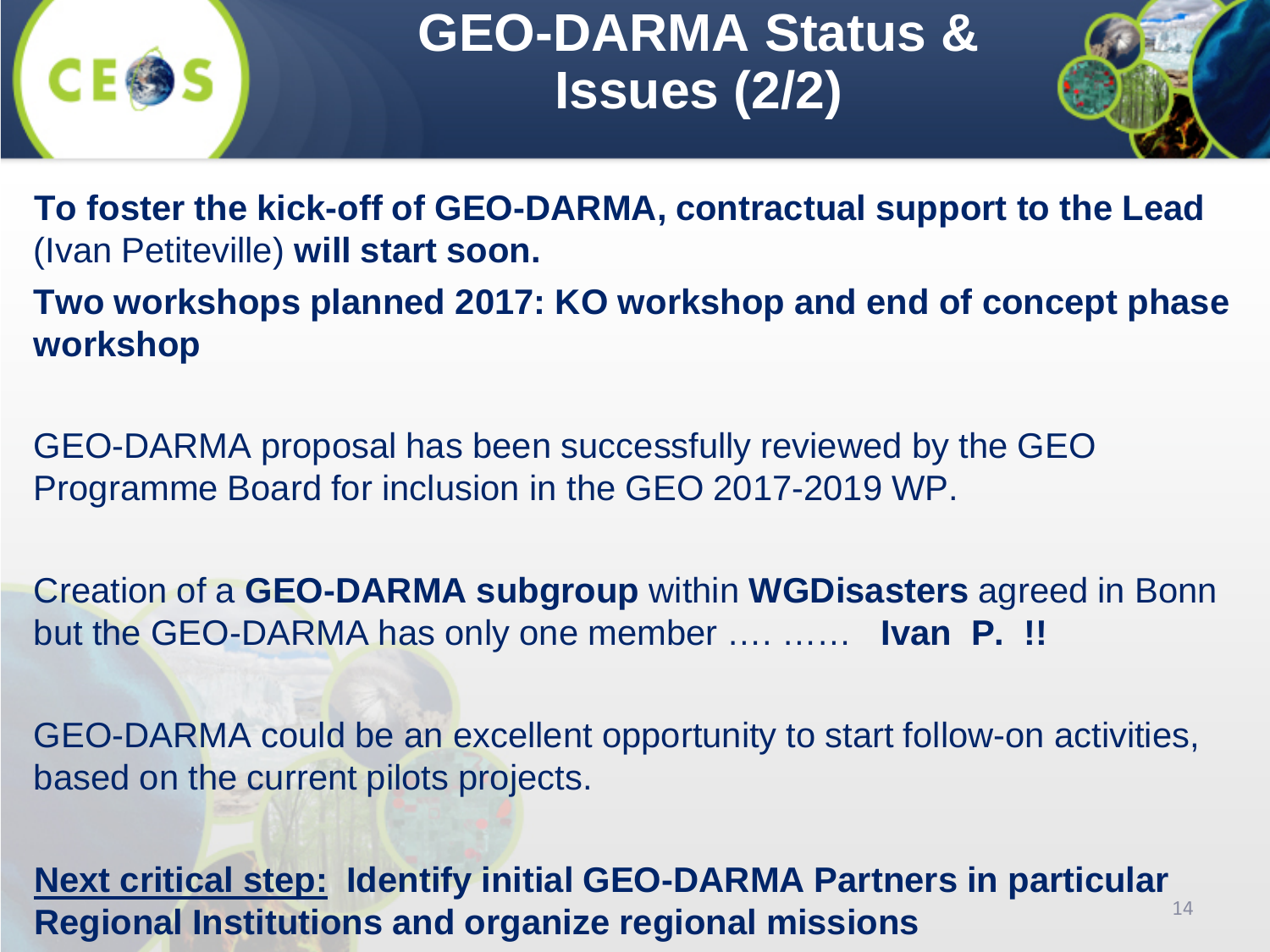# GEO-DARMA Status & Issues (2/2)

**To foster the kick-off of GEO-DARMA, contractual support to the Lead** (Ivan Petiteville) **will start soon.**

**Two workshops planned 2017: KO workshop and end of concept phase workshop**

GEO-DARMA proposal has been successfully reviewed by the GEO Programme Board for inclusion in the GEO 2017-2019 WP.

Creation of a **GEO-DARMA subgroup** within **WGDisasters** agreed in Bonn but the GEO-DARMA has only one member …. …… **Ivan P. !!**

GEO-DARMA could be an excellent opportunity to start follow-on activities, based on the current pilots projects.

**Next critical step:** **Identify initial GEO-DARMA Partners in particular Regional Institutions and organize regional missions**